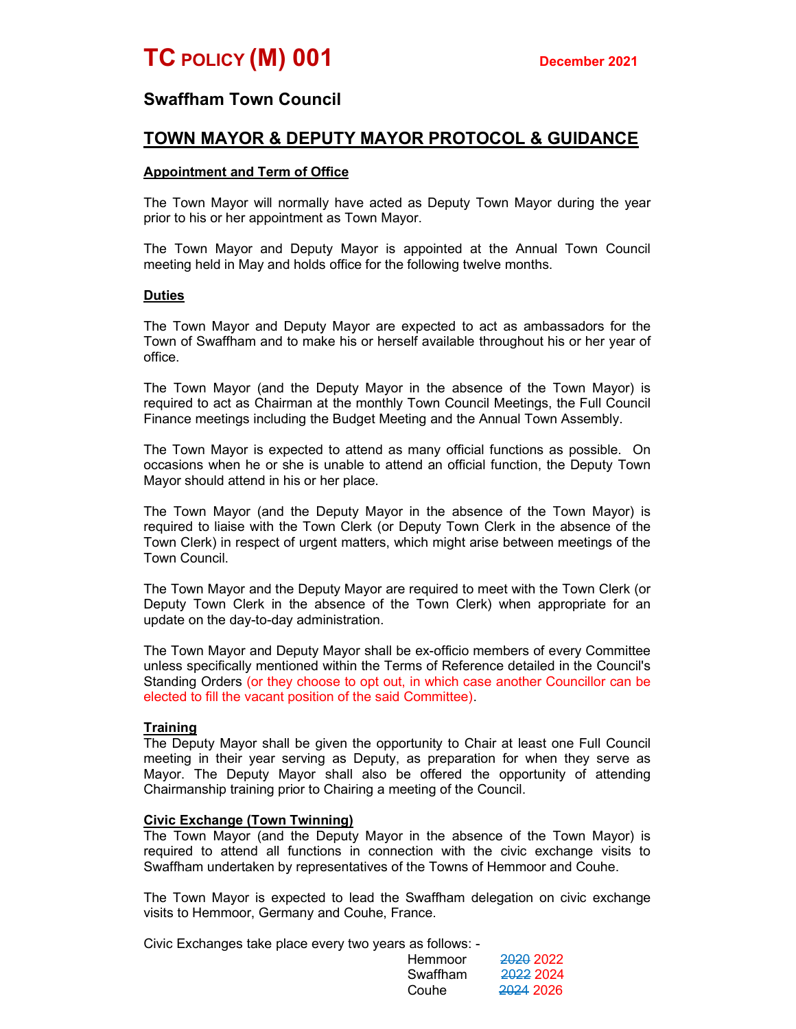# TC POLICY (M) 001

December 2021

## Swaffham Town Council

## TOWN MAYOR & DEPUTY MAYOR PROTOCOL & GUIDANCE

### Appointment and Term of Office

The Town Mayor will normally have acted as Deputy Town Mayor during the year prior to his or her appointment as Town Mayor.

The Town Mayor and Deputy Mayor is appointed at the Annual Town Council meeting held in May and holds office for the following twelve months.

### Duties

The Town Mayor and Deputy Mayor are expected to act as ambassadors for the Town of Swaffham and to make his or herself available throughout his or her year of office.

The Town Mayor (and the Deputy Mayor in the absence of the Town Mayor) is required to act as Chairman at the monthly Town Council Meetings, the Full Council Finance meetings including the Budget Meeting and the Annual Town Assembly.

The Town Mayor is expected to attend as many official functions as possible. On occasions when he or she is unable to attend an official function, the Deputy Town Mayor should attend in his or her place.

The Town Mayor (and the Deputy Mayor in the absence of the Town Mayor) is required to liaise with the Town Clerk (or Deputy Town Clerk in the absence of the Town Clerk) in respect of urgent matters, which might arise between meetings of the Town Council.

The Town Mayor and the Deputy Mayor are required to meet with the Town Clerk (or Deputy Town Clerk in the absence of the Town Clerk) when appropriate for an update on the day-to-day administration.

The Town Mayor and Deputy Mayor shall be ex-officio members of every Committee unless specifically mentioned within the Terms of Reference detailed in the Council's Standing Orders (or they choose to opt out, in which case another Councillor can be elected to fill the vacant position of the said Committee).

### Training

The Deputy Mayor shall be given the opportunity to Chair at least one Full Council meeting in their year serving as Deputy, as preparation for when they serve as Mayor. The Deputy Mayor shall also be offered the opportunity of attending Chairmanship training prior to Chairing a meeting of the Council.

### Civic Exchange (Town Twinning)

The Town Mayor (and the Deputy Mayor in the absence of the Town Mayor) is required to attend all functions in connection with the civic exchange visits to Swaffham undertaken by representatives of the Towns of Hemmoor and Couhe.

The Town Mayor is expected to lead the Swaffham delegation on civic exchange visits to Hemmoor, Germany and Couhe, France.

Civic Exchanges take place every two years as follows: -

| | |
|---|---|
| Hemmoor | ~~2020~~ 2022 |
| Swaffham | ~~2022~~ 2024 |
| Couhe | ~~2024~~ 2026 |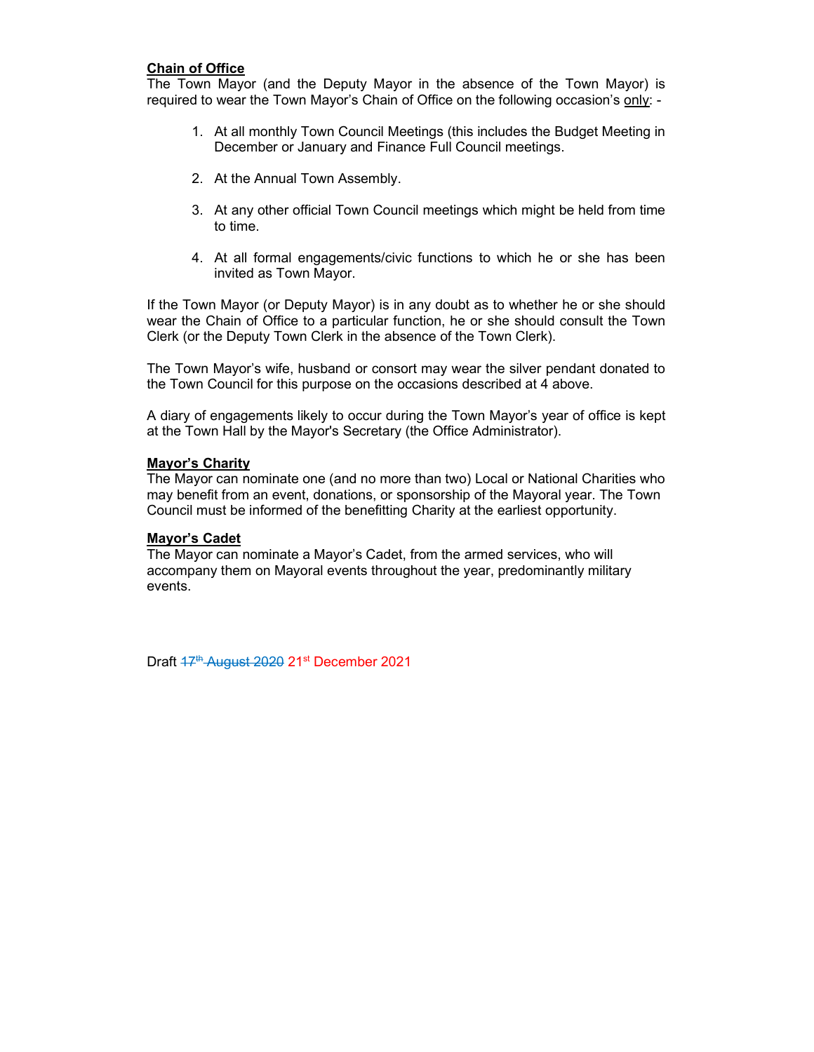**Chain of Office**

The Town Mayor (and the Deputy Mayor in the absence of the Town Mayor) is required to wear the Town Mayor's Chain of Office on the following occasion's only: -

1. At all monthly Town Council Meetings (this includes the Budget Meeting in December or January and Finance Full Council meetings.

2. At the Annual Town Assembly.

3. At any other official Town Council meetings which might be held from time to time.

4. At all formal engagements/civic functions to which he or she has been invited as Town Mayor.

If the Town Mayor (or Deputy Mayor) is in any doubt as to whether he or she should wear the Chain of Office to a particular function, he or she should consult the Town Clerk (or the Deputy Town Clerk in the absence of the Town Clerk).

The Town Mayor's wife, husband or consort may wear the silver pendant donated to the Town Council for this purpose on the occasions described at 4 above.

A diary of engagements likely to occur during the Town Mayor's year of office is kept at the Town Hall by the Mayor's Secretary (the Office Administrator).

**Mayor's Charity**

The Mayor can nominate one (and no more than two) Local or National Charities who may benefit from an event, donations, or sponsorship of the Mayoral year. The Town Council must be informed of the benefitting Charity at the earliest opportunity.

**Mayor's Cadet**

The Mayor can nominate a Mayor's Cadet, from the armed services, who will accompany them on Mayoral events throughout the year, predominantly military events.

Draft ~~17th August 2020~~ 21st December 2021